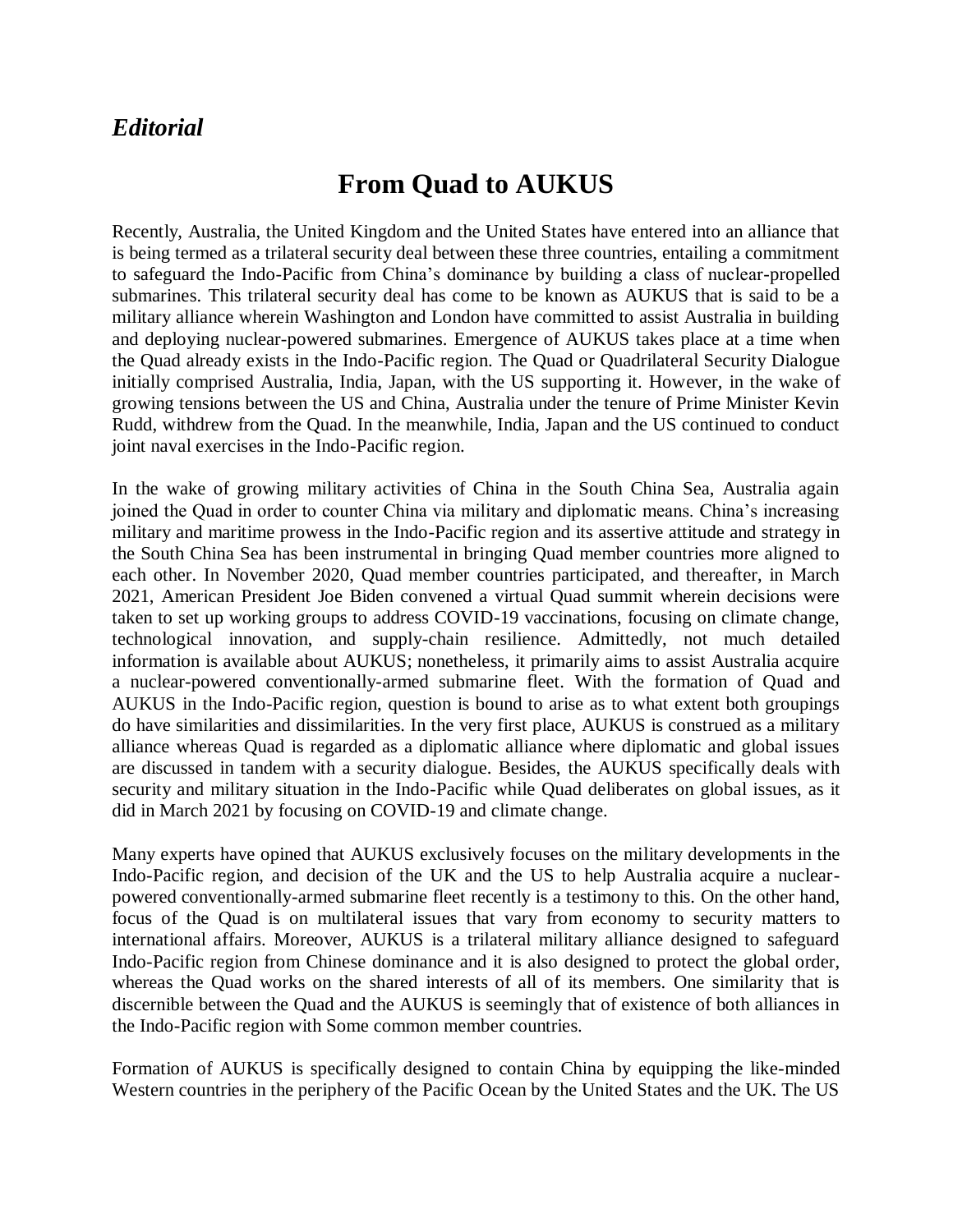*Editorial*

# From Quad to AUKUS

Recently, Australia, the United Kingdom and the United States have entered into an alliance that is being termed as a trilateral security deal between these three countries, entailing a commitment to safeguard the Indo-Pacific from China's dominance by building a class of nuclear-propelled submarines. This trilateral security deal has come to be known as AUKUS that is said to be a military alliance wherein Washington and London have committed to assist Australia in building and deploying nuclear-powered submarines. Emergence of AUKUS takes place at a time when the Quad already exists in the Indo-Pacific region. The Quad or Quadrilateral Security Dialogue initially comprised Australia, India, Japan, with the US supporting it. However, in the wake of growing tensions between the US and China, Australia under the tenure of Prime Minister Kevin Rudd, withdrew from the Quad. In the meanwhile, India, Japan and the US continued to conduct joint naval exercises in the Indo-Pacific region.

In the wake of growing military activities of China in the South China Sea, Australia again joined the Quad in order to counter China via military and diplomatic means. China's increasing military and maritime prowess in the Indo-Pacific region and its assertive attitude and strategy in the South China Sea has been instrumental in bringing Quad member countries more aligned to each other. In November 2020, Quad member countries participated, and thereafter, in March 2021, American President Joe Biden convened a virtual Quad summit wherein decisions were taken to set up working groups to address COVID-19 vaccinations, focusing on climate change, technological innovation, and supply-chain resilience. Admittedly, not much detailed information is available about AUKUS; nonetheless, it primarily aims to assist Australia acquire a nuclear-powered conventionally-armed submarine fleet. With the formation of Quad and AUKUS in the Indo-Pacific region, question is bound to arise as to what extent both groupings do have similarities and dissimilarities. In the very first place, AUKUS is construed as a military alliance whereas Quad is regarded as a diplomatic alliance where diplomatic and global issues are discussed in tandem with a security dialogue. Besides, the AUKUS specifically deals with security and military situation in the Indo-Pacific while Quad deliberates on global issues, as it did in March 2021 by focusing on COVID-19 and climate change.

Many experts have opined that AUKUS exclusively focuses on the military developments in the Indo-Pacific region, and decision of the UK and the US to help Australia acquire a nuclear-powered conventionally-armed submarine fleet recently is a testimony to this. On the other hand, focus of the Quad is on multilateral issues that vary from economy to security matters to international affairs. Moreover, AUKUS is a trilateral military alliance designed to safeguard Indo-Pacific region from Chinese dominance and it is also designed to protect the global order, whereas the Quad works on the shared interests of all of its members. One similarity that is discernible between the Quad and the AUKUS is seemingly that of existence of both alliances in the Indo-Pacific region with Some common member countries.

Formation of AUKUS is specifically designed to contain China by equipping the like-minded Western countries in the periphery of the Pacific Ocean by the United States and the UK. The US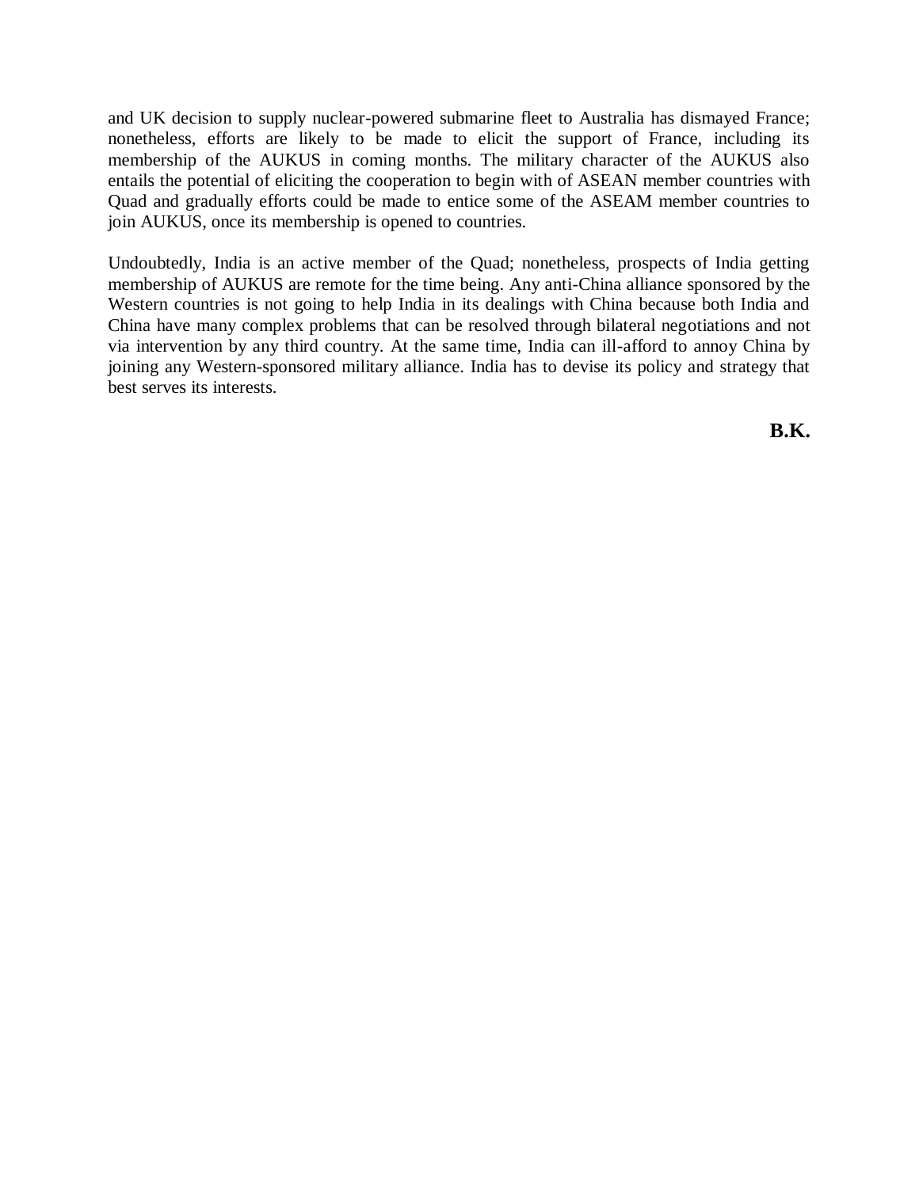and UK decision to supply nuclear-powered submarine fleet to Australia has dismayed France; nonetheless, efforts are likely to be made to elicit the support of France, including its membership of the AUKUS in coming months. The military character of the AUKUS also entails the potential of eliciting the cooperation to begin with of ASEAN member countries with Quad and gradually efforts could be made to entice some of the ASEAM member countries to join AUKUS, once its membership is opened to countries.

Undoubtedly, India is an active member of the Quad; nonetheless, prospects of India getting membership of AUKUS are remote for the time being. Any anti-China alliance sponsored by the Western countries is not going to help India in its dealings with China because both India and China have many complex problems that can be resolved through bilateral negotiations and not via intervention by any third country. At the same time, India can ill-afford to annoy China by joining any Western-sponsored military alliance. India has to devise its policy and strategy that best serves its interests.

**B.K.**